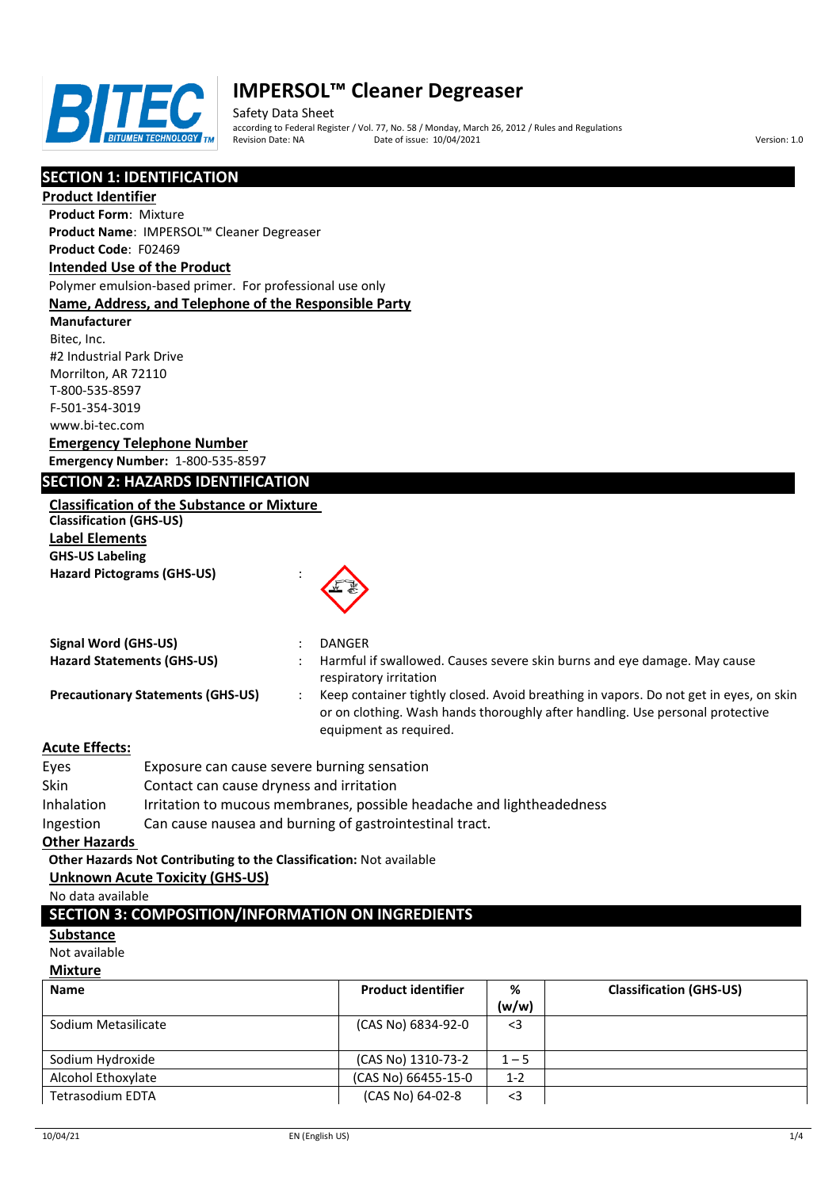# IMPERSOL™ Cleaner Degreaser

Safety Data Sheet

according to Federal Register / Vol. 77, No. 58 / Monday, March 26, 2012 / Rules and Regulations

Revision Date: NA    Date of issue: 10/04/2021    Version: 1.0

## SECTION 1: IDENTIFICATION

### Product Identifier

**Product Form**: Mixture

**Product Name**: IMPERSOL™ Cleaner Degreaser

**Product Code**: F02469

### Intended Use of the Product

Polymer emulsion-based primer. For professional use only

### Name, Address, and Telephone of the Responsible Party

**Manufacturer**

Bitec, Inc.
#2 Industrial Park Drive
Morrilton, AR 72110
T-800-535-8597
F-501-354-3019
www.bi-tec.com

### Emergency Telephone Number

**Emergency Number:** 1-800-535-8597

## SECTION 2: HAZARDS IDENTIFICATION

### Classification of the Substance or Mixture

**Classification (GHS-US)**

### Label Elements

**GHS-US Labeling**

**Hazard Pictograms (GHS-US)** :

**Signal Word (GHS-US)** : DANGER

**Hazard Statements (GHS-US)** : Harmful if swallowed. Causes severe skin burns and eye damage. May cause respiratory irritation

**Precautionary Statements (GHS-US)** : Keep container tightly closed. Avoid breathing in vapors. Do not get in eyes, on skin or on clothing. Wash hands thoroughly after handling. Use personal protective equipment as required.

### Acute Effects:

| | |
|---|---|
| Eyes | Exposure can cause severe burning sensation |
| Skin | Contact can cause dryness and irritation |
| Inhalation | Irritation to mucous membranes, possible headache and lightheadedness |
| Ingestion | Can cause nausea and burning of gastrointestinal tract. |

### Other Hazards

**Other Hazards Not Contributing to the Classification:** Not available

### Unknown Acute Toxicity (GHS-US)

No data available

## SECTION 3: COMPOSITION/INFORMATION ON INGREDIENTS

### Substance

Not available

### Mixture

| Name | Product identifier | % (w/w) | Classification (GHS-US) |
|---|---|---|---|
| Sodium Metasilicate | (CAS No) 6834-92-0 | <3 | |
| Sodium Hydroxide | (CAS No) 1310-73-2 | 1 – 5 | |
| Alcohol Ethoxylate | (CAS No) 66455-15-0 | 1-2 | |
| Tetrasodium EDTA | (CAS No) 64-02-8 | <3 | |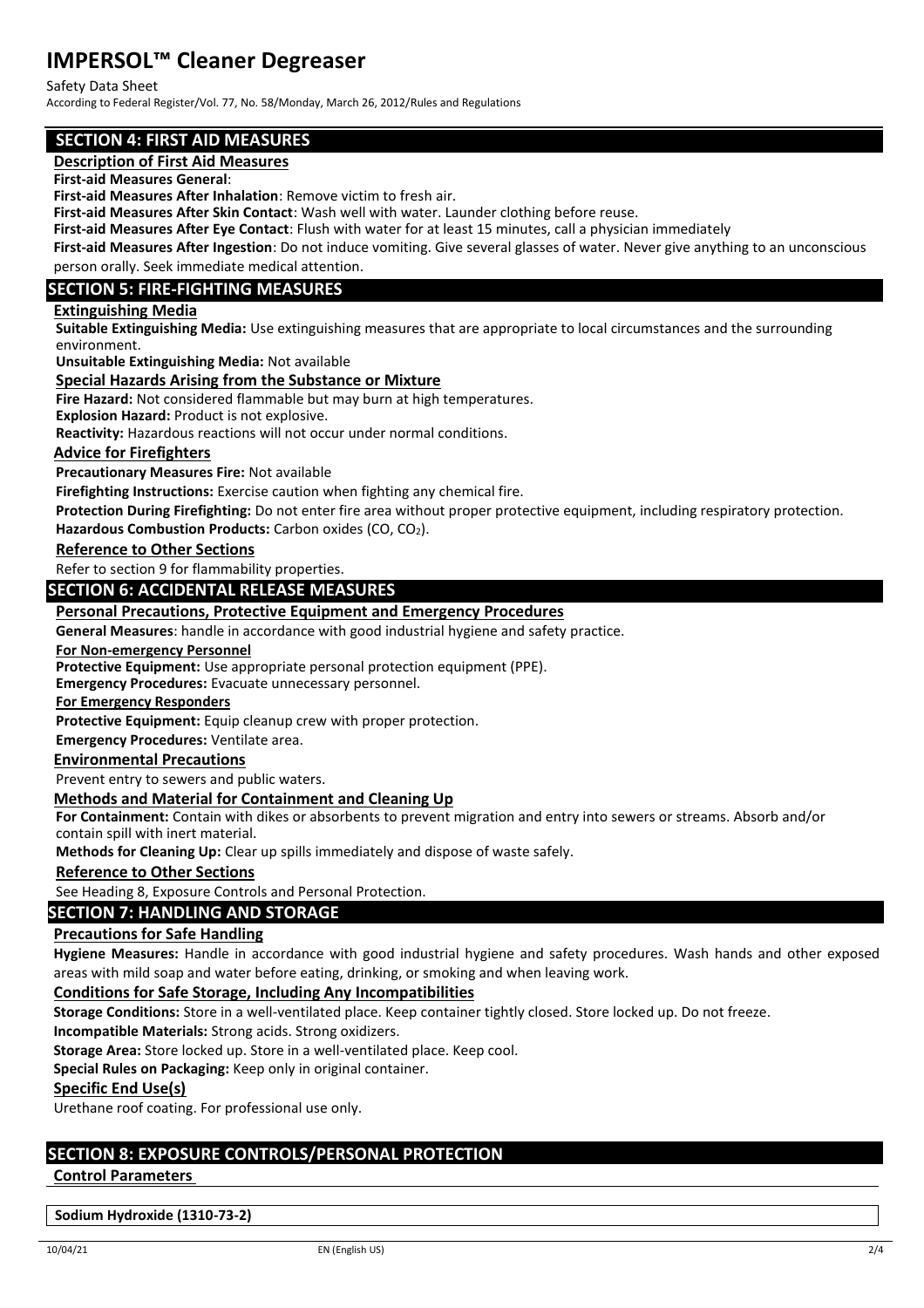## SECTION 4: FIRST AID MEASURES

### Description of First Aid Measures

**First-aid Measures General**:

**First-aid Measures After Inhalation**: Remove victim to fresh air.

**First-aid Measures After Skin Contact**: Wash well with water. Launder clothing before reuse.

**First-aid Measures After Eye Contact**: Flush with water for at least 15 minutes, call a physician immediately

**First-aid Measures After Ingestion**: Do not induce vomiting. Give several glasses of water. Never give anything to an unconscious person orally. Seek immediate medical attention.

## SECTION 5: FIRE-FIGHTING MEASURES

### Extinguishing Media

**Suitable Extinguishing Media:** Use extinguishing measures that are appropriate to local circumstances and the surrounding environment.

**Unsuitable Extinguishing Media:** Not available

### Special Hazards Arising from the Substance or Mixture

**Fire Hazard:** Not considered flammable but may burn at high temperatures.

**Explosion Hazard:** Product is not explosive.

**Reactivity:** Hazardous reactions will not occur under normal conditions.

### Advice for Firefighters

**Precautionary Measures Fire:** Not available

**Firefighting Instructions:** Exercise caution when fighting any chemical fire.

**Protection During Firefighting:** Do not enter fire area without proper protective equipment, including respiratory protection.

**Hazardous Combustion Products:** Carbon oxides (CO, $CO_2$).

### Reference to Other Sections

Refer to section 9 for flammability properties.

## SECTION 6: ACCIDENTAL RELEASE MEASURES

### Personal Precautions, Protective Equipment and Emergency Procedures

**General Measures**: handle in accordance with good industrial hygiene and safety practice.

**For Non-emergency Personnel**

**Protective Equipment:** Use appropriate personal protection equipment (PPE).

**Emergency Procedures:** Evacuate unnecessary personnel.

**For Emergency Responders**

**Protective Equipment:** Equip cleanup crew with proper protection.

**Emergency Procedures:** Ventilate area.

### Environmental Precautions

Prevent entry to sewers and public waters.

### Methods and Material for Containment and Cleaning Up

**For Containment:** Contain with dikes or absorbents to prevent migration and entry into sewers or streams. Absorb and/or contain spill with inert material.

**Methods for Cleaning Up:** Clear up spills immediately and dispose of waste safely.

### Reference to Other Sections

See Heading 8, Exposure Controls and Personal Protection.

## SECTION 7: HANDLING AND STORAGE

### Precautions for Safe Handling

**Hygiene Measures:** Handle in accordance with good industrial hygiene and safety procedures. Wash hands and other exposed areas with mild soap and water before eating, drinking, or smoking and when leaving work.

### Conditions for Safe Storage, Including Any Incompatibilities

**Storage Conditions:** Store in a well-ventilated place. Keep container tightly closed. Store locked up. Do not freeze.

**Incompatible Materials:** Strong acids. Strong oxidizers.

**Storage Area:** Store locked up. Store in a well-ventilated place. Keep cool.

**Special Rules on Packaging:** Keep only in original container.

### Specific End Use(s)

Urethane roof coating. For professional use only.

## SECTION 8: EXPOSURE CONTROLS/PERSONAL PROTECTION

### Control Parameters

| Sodium Hydroxide (1310-73-2) |
|---|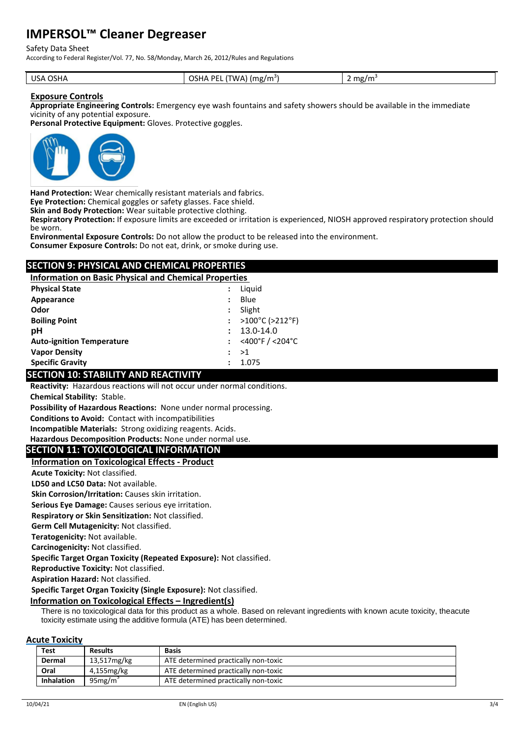| USA OSHA | OSHA PEL (TWA) (mg/m$^3$) | 2 mg/m$^3$ |
|---|---|---|

**Exposure Controls**

**Appropriate Engineering Controls:** Emergency eye wash fountains and safety showers should be available in the immediate vicinity of any potential exposure.

**Personal Protective Equipment:** Gloves. Protective goggles.

**Hand Protection:** Wear chemically resistant materials and fabrics.

**Eye Protection:** Chemical goggles or safety glasses. Face shield.

**Skin and Body Protection:** Wear suitable protective clothing.

**Respiratory Protection:** If exposure limits are exceeded or irritation is experienced, NIOSH approved respiratory protection should be worn.

**Environmental Exposure Controls:** Do not allow the product to be released into the environment.

**Consumer Exposure Controls:** Do not eat, drink, or smoke during use.

## SECTION 9: PHYSICAL AND CHEMICAL PROPERTIES

**Information on Basic Physical and Chemical Properties**

| | | |
|---|---|---|
| **Physical State** | : | Liquid |
| **Appearance** | : | Blue |
| **Odor** | : | Slight |
| **Boiling Point** | : | >100°C (>212°F) |
| **pH** | : | 13.0-14.0 |
| **Auto-ignition Temperature** | : | <400°F / <204°C |
| **Vapor Density** | : | >1 |
| **Specific Gravity** | : | 1.075 |

## SECTION 10: STABILITY AND REACTIVITY

**Reactivity:** Hazardous reactions will not occur under normal conditions.

**Chemical Stability:** Stable.

**Possibility of Hazardous Reactions:** None under normal processing.

**Conditions to Avoid:** Contact with incompatibilities

**Incompatible Materials:** Strong oxidizing reagents. Acids.

**Hazardous Decomposition Products:** None under normal use.

## SECTION 11: TOXICOLOGICAL INFORMATION

**Information on Toxicological Effects - Product**

**Acute Toxicity:** Not classified.

**LD50 and LC50 Data:** Not available.

**Skin Corrosion/Irritation:** Causes skin irritation.

**Serious Eye Damage:** Causes serious eye irritation.

**Respiratory or Skin Sensitization:** Not classified.

**Germ Cell Mutagenicity:** Not classified.

**Teratogenicity:** Not available.

**Carcinogenicity:** Not classified.

**Specific Target Organ Toxicity (Repeated Exposure):** Not classified.

**Reproductive Toxicity:** Not classified.

**Aspiration Hazard:** Not classified.

**Specific Target Organ Toxicity (Single Exposure):** Not classified.

**Information on Toxicological Effects – Ingredient(s)**

There is no toxicological data for this product as a whole. Based on relevant ingredients with known acute toxicity, theacute toxicity estimate using the additive formula (ATE) has been determined.

**Acute Toxicity**

| Test | Results | Basis |
|---|---|---|
| **Dermal** | 13,517mg/kg | ATE determined practically non-toxic |
| **Oral** | 4,155mg/kg | ATE determined practically non-toxic |
| **Inhalation** | 95mg/m$^3$ | ATE determined practically non-toxic |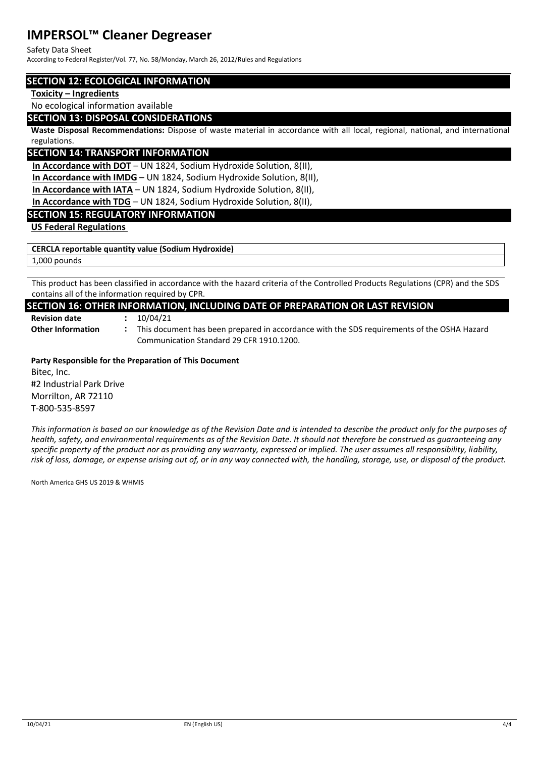## SECTION 12: ECOLOGICAL INFORMATION

**Toxicity – Ingredients**

No ecological information available

## SECTION 13: DISPOSAL CONSIDERATIONS

**Waste Disposal Recommendations:** Dispose of waste material in accordance with all local, regional, national, and international regulations.

## SECTION 14: TRANSPORT INFORMATION

**In Accordance with DOT** – UN 1824, Sodium Hydroxide Solution, 8(II),

**In Accordance with IMDG** – UN 1824, Sodium Hydroxide Solution, 8(II),

**In Accordance with IATA** – UN 1824, Sodium Hydroxide Solution, 8(II),

**In Accordance with TDG** – UN 1824, Sodium Hydroxide Solution, 8(II),

## SECTION 15: REGULATORY INFORMATION

**US Federal Regulations**

| **CERCLA reportable quantity value (Sodium Hydroxide)** |
| --- |
| 1,000 pounds |

This product has been classified in accordance with the hazard criteria of the Controlled Products Regulations (CPR) and the SDS contains all of the information required by CPR.

## SECTION 16: OTHER INFORMATION, INCLUDING DATE OF PREPARATION OR LAST REVISION

**Revision date** : 10/04/21

**Other Information** : This document has been prepared in accordance with the SDS requirements of the OSHA Hazard Communication Standard 29 CFR 1910.1200.

**Party Responsible for the Preparation of This Document**

Bitec, Inc.
#2 Industrial Park Drive
Morrilton, AR 72110
T-800-535-8597

*This information is based on our knowledge as of the Revision Date and is intended to describe the product only for the purposes of health, safety, and environmental requirements as of the Revision Date. It should not therefore be construed as guaranteeing any specific property of the product nor as providing any warranty, expressed or implied. The user assumes all responsibility, liability, risk of loss, damage, or expense arising out of, or in any way connected with, the handling, storage, use, or disposal of the product.*

North America GHS US 2019 & WHMIS